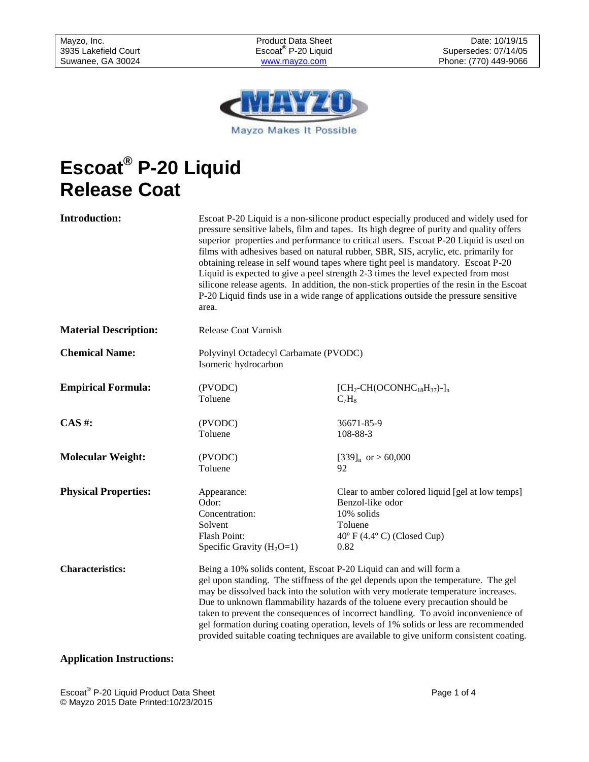| Mayzo, Inc. | Product Data Sheet | Date: 10/19/15 |
| --- | --- | --- |
| 3935 Lakefield Court | Escoat® P-20 Liquid | Supersedes: 07/14/05 |
| Suwanee, GA 30024 | www.mayzo.com | Phone: (770) 449-9066 |

Mayzo Makes It Possible

# Escoat® P-20 Liquid Release Coat

**Introduction:**

Escoat P-20 Liquid is a non-silicone product especially produced and widely used for pressure sensitive labels, film and tapes. Its high degree of purity and quality offers superior properties and performance to critical users. Escoat P-20 Liquid is used on films with adhesives based on natural rubber, SBR, SIS, acrylic, etc. primarily for obtaining release in self wound tapes where tight peel is mandatory. Escoat P-20 Liquid is expected to give a peel strength 2-3 times the level expected from most silicone release agents. In addition, the non-stick properties of the resin in the Escoat P-20 Liquid finds use in a wide range of applications outside the pressure sensitive area.

**Material Description:** Release Coat Varnish

**Chemical Name:** Polyvinyl Octadecyl Carbamate (PVODC)
Isomeric hydrocarbon

| | | |
| --- | --- | --- |
| **Empirical Formula:** | (PVODC) | $[CH_2\text{-}CH(OCONHC_{18}H_{37})\text{-}]_n$ |
| | Toluene | $C_7H_8$ |
| **CAS #:** | (PVODC) | 36671-85-9 |
| | Toluene | 108-88-3 |
| **Molecular Weight:** | (PVODC) | $[339]_n$ or > 60,000 |
| | Toluene | 92 |
| **Physical Properties:** | Appearance: | Clear to amber colored liquid [gel at low temps] |
| | Odor: | Benzol-like odor |
| | Concentration: | 10% solids |
| | Solvent | Toluene |
| | Flash Point: | 40º F (4.4º C) (Closed Cup) |
| | Specific Gravity ($H_2O$=1) | 0.82 |

**Characteristics:**

Being a 10% solids content, Escoat P-20 Liquid can and will form a gel upon standing. The stiffness of the gel depends upon the temperature. The gel may be dissolved back into the solution with very moderate temperature increases. Due to unknown flammability hazards of the toluene every precaution should be taken to prevent the consequences of incorrect handling. To avoid inconvenience of gel formation during coating operation, levels of 1% solids or less are recommended provided suitable coating techniques are available to give uniform consistent coating.

**Application Instructions:**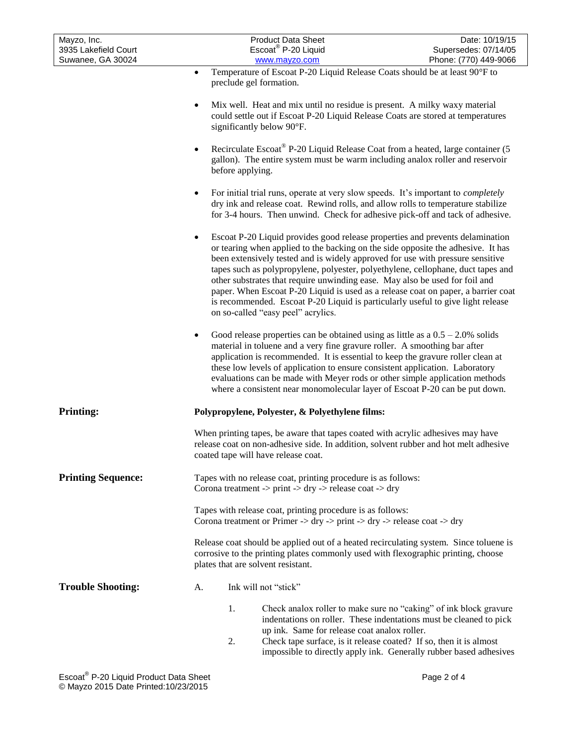- Temperature of Escoat P-20 Liquid Release Coats should be at least 90°F to preclude gel formation.

- Mix well. Heat and mix until no residue is present. A milky waxy material could settle out if Escoat P-20 Liquid Release Coats are stored at temperatures significantly below 90°F.

- Recirculate Escoat® P-20 Liquid Release Coat from a heated, large container (5 gallon). The entire system must be warm including analox roller and reservoir before applying.

- For initial trial runs, operate at very slow speeds. It's important to *completely* dry ink and release coat. Rewind rolls, and allow rolls to temperature stabilize for 3-4 hours. Then unwind. Check for adhesive pick-off and tack of adhesive.

- Escoat P-20 Liquid provides good release properties and prevents delamination or tearing when applied to the backing on the side opposite the adhesive. It has been extensively tested and is widely approved for use with pressure sensitive tapes such as polypropylene, polyester, polyethylene, cellophane, duct tapes and other substrates that require unwinding ease. May also be used for foil and paper. When Escoat P-20 Liquid is used as a release coat on paper, a barrier coat is recommended. Escoat P-20 Liquid is particularly useful to give light release on so-called "easy peel" acrylics.

- Good release properties can be obtained using as little as a 0.5 – 2.0% solids material in toluene and a very fine gravure roller. A smoothing bar after application is recommended. It is essential to keep the gravure roller clean at these low levels of application to ensure consistent application. Laboratory evaluations can be made with Meyer rods or other simple application methods where a consistent near monomolecular layer of Escoat P-20 can be put down.

## Printing:

**Polypropylene, Polyester, & Polyethylene films:**

When printing tapes, be aware that tapes coated with acrylic adhesives may have release coat on non-adhesive side. In addition, solvent rubber and hot melt adhesive coated tape will have release coat.

## Printing Sequence:

Tapes with no release coat, printing procedure is as follows:
Corona treatment -> print -> dry -> release coat -> dry

Tapes with release coat, printing procedure is as follows:
Corona treatment or Primer -> dry -> print -> dry -> release coat -> dry

Release coat should be applied out of a heated recirculating system. Since toluene is corrosive to the printing plates commonly used with flexographic printing, choose plates that are solvent resistant.

## Trouble Shooting:

A. Ink will not "stick"

1. Check analox roller to make sure no "caking" of ink block gravure indentations on roller. These indentations must be cleaned to pick up ink. Same for release coat analox roller.
2. Check tape surface, is it release coated? If so, then it is almost impossible to directly apply ink. Generally rubber based adhesives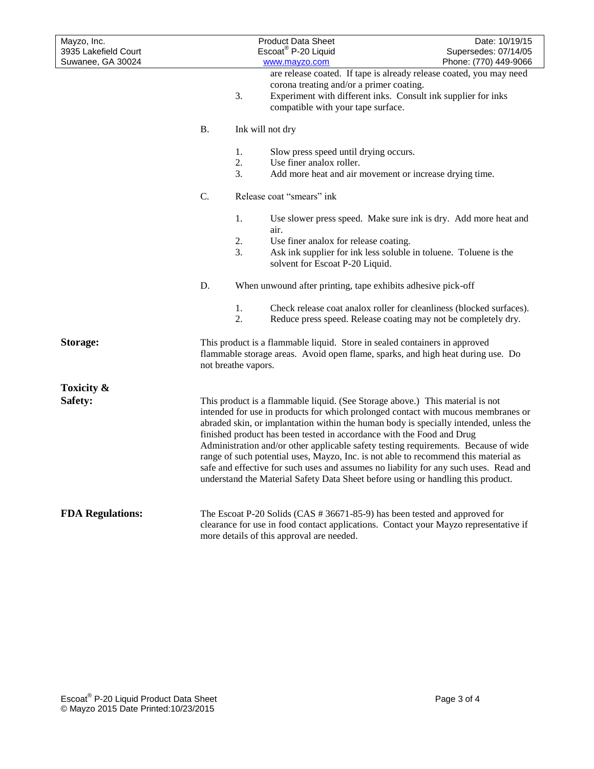are release coated. If tape is already release coated, you may need corona treating and/or a primer coating.

3. Experiment with different inks. Consult ink supplier for inks compatible with your tape surface.

B. Ink will not dry

1. Slow press speed until drying occurs.
2. Use finer analox roller.
3. Add more heat and air movement or increase drying time.

C. Release coat "smears" ink

1. Use slower press speed. Make sure ink is dry. Add more heat and air.
2. Use finer analox for release coating.
3. Ask ink supplier for ink less soluble in toluene. Toluene is the solvent for Escoat P-20 Liquid.

D. When unwound after printing, tape exhibits adhesive pick-off

1. Check release coat analox roller for cleanliness (blocked surfaces).
2. Reduce press speed. Release coating may not be completely dry.

**Storage:**

This product is a flammable liquid. Store in sealed containers in approved flammable storage areas. Avoid open flame, sparks, and high heat during use. Do not breathe vapors.

**Toxicity & Safety:**

This product is a flammable liquid. (See Storage above.) This material is not intended for use in products for which prolonged contact with mucous membranes or abraded skin, or implantation within the human body is specially intended, unless the finished product has been tested in accordance with the Food and Drug Administration and/or other applicable safety testing requirements. Because of wide range of such potential uses, Mayzo, Inc. is not able to recommend this material as safe and effective for such uses and assumes no liability for any such uses. Read and understand the Material Safety Data Sheet before using or handling this product.

**FDA Regulations:**

The Escoat P-20 Solids (CAS # 36671-85-9) has been tested and approved for clearance for use in food contact applications. Contact your Mayzo representative if more details of this approval are needed.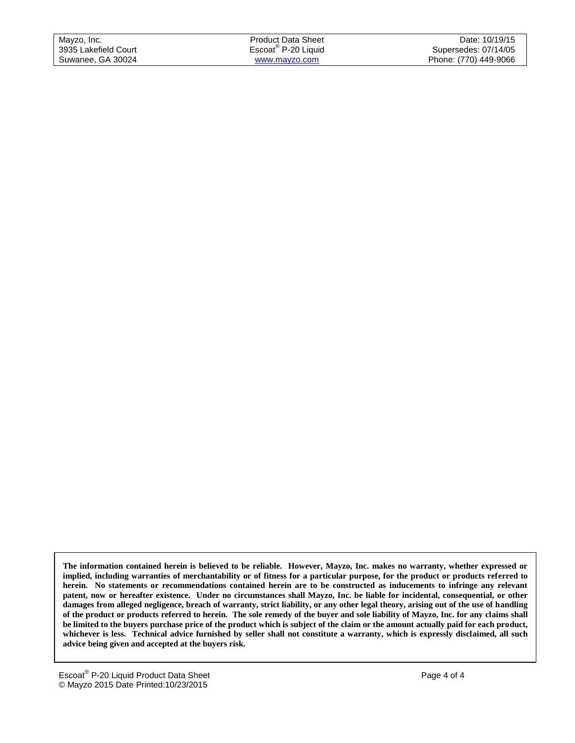**The information contained herein is believed to be reliable. However, Mayzo, Inc. makes no warranty, whether expressed or implied, including warranties of merchantability or of fitness for a particular purpose, for the product or products referred to herein. No statements or recommendations contained herein are to be constructed as inducements to infringe any relevant patent, now or hereafter existence. Under no circumstances shall Mayzo, Inc. be liable for incidental, consequential, or other damages from alleged negligence, breach of warranty, strict liability, or any other legal theory, arising out of the use of handling of the product or products referred to herein. The sole remedy of the buyer and sole liability of Mayzo, Inc. for any claims shall be limited to the buyers purchase price of the product which is subject of the claim or the amount actually paid for each product, whichever is less. Technical advice furnished by seller shall not constitute a warranty, which is expressly disclaimed, all such advice being given and accepted at the buyers risk.**